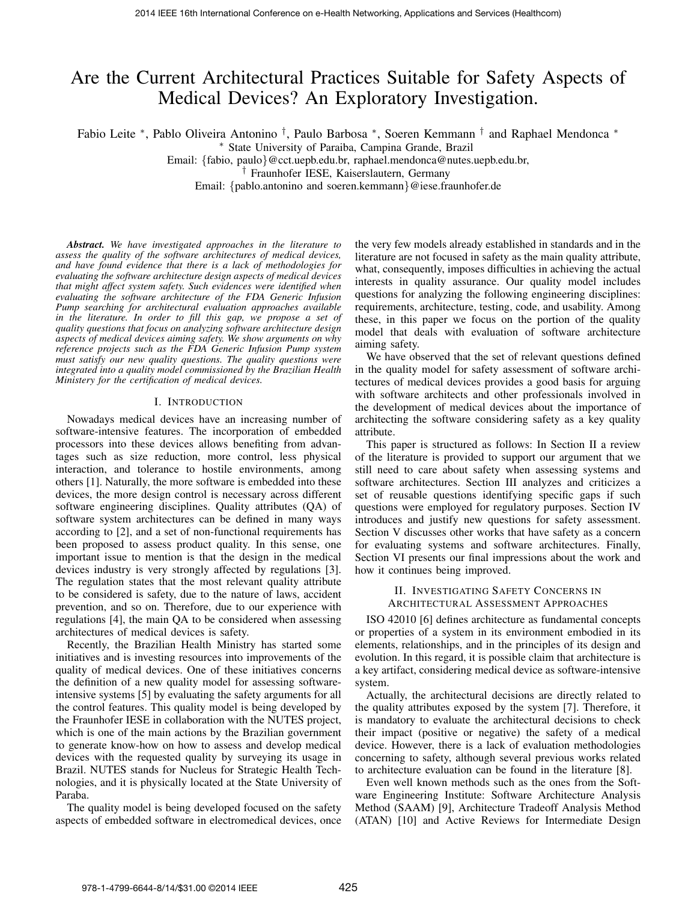# Are the Current Architectural Practices Suitable for Safety Aspects of Medical Devices? An Exploratory Investigation.

Fabio Leite [*], Pablo Oliveira Antonino [†], Paulo Barbosa [*], Soeren Kemmann [†] and Raphael Mendonca [*]

[*] State University of Paraiba, Campina Grande, Brazil
Email: {fabio, paulo}@cct.uepb.edu.br, raphael.mendonca@nutes.uepb.edu.br,
[†] Fraunhofer IESE, Kaiserslautern, Germany
Email: {pablo.antonino and soeren.kemmann}@iese.fraunhofer.de

***Abstract.*** *We have investigated approaches in the literature to assess the quality of the software architectures of medical devices, and have found evidence that there is a lack of methodologies for evaluating the software architecture design aspects of medical devices that might affect system safety. Such evidences were identified when evaluating the software architecture of the FDA Generic Infusion Pump searching for architectural evaluation approaches available in the literature. In order to fill this gap, we propose a set of quality questions that focus on analyzing software architecture design aspects of medical devices aiming safety. We show arguments on why reference projects such as the FDA Generic Infusion Pump system must satisfy our new quality questions. The quality questions were integrated into a quality model commissioned by the Brazilian Health Ministry for the certification of medical devices.*

## I. Introduction

Nowadays medical devices have an increasing number of software-intensive features. The incorporation of embedded processors into these devices allows benefiting from advantages such as size reduction, more control, less physical interaction, and tolerance to hostile environments, among others [1]. Naturally, the more software is embedded into these devices, the more design control is necessary across different software engineering disciplines. Quality attributes (QA) of software system architectures can be defined in many ways according to [2], and a set of non-functional requirements has been proposed to assess product quality. In this sense, one important issue to mention is that the design in the medical devices industry is very strongly affected by regulations [3]. The regulation states that the most relevant quality attribute to be considered is safety, due to the nature of laws, accident prevention, and so on. Therefore, due to our experience with regulations [4], the main QA to be considered when assessing architectures of medical devices is safety.

Recently, the Brazilian Health Ministry has started some initiatives and is investing resources into improvements of the quality of medical devices. One of these initiatives concerns the definition of a new quality model for assessing software-intensive systems [5] by evaluating the safety arguments for all the control features. This quality model is being developed by the Fraunhofer IESE in collaboration with the NUTES project, which is one of the main actions by the Brazilian government to generate know-how on how to assess and develop medical devices with the requested quality by surveying its usage in Brazil. NUTES stands for Nucleus for Strategic Health Technologies, and it is physically located at the State University of Paraba.

The quality model is being developed focused on the safety aspects of embedded software in electromedical devices, once the very few models already established in standards and in the literature are not focused in safety as the main quality attribute, what, consequently, imposes difficulties in achieving the actual interests in quality assurance. Our quality model includes questions for analyzing the following engineering disciplines: requirements, architecture, testing, code, and usability. Among these, in this paper we focus on the portion of the quality model that deals with evaluation of software architecture aiming safety.

We have observed that the set of relevant questions defined in the quality model for safety assessment of software architectures of medical devices provides a good basis for arguing with software architects and other professionals involved in the development of medical devices about the importance of architecting the software considering safety as a key quality attribute.

This paper is structured as follows: In Section II a review of the literature is provided to support our argument that we still need to care about safety when assessing systems and software architectures. Section III analyzes and criticizes a set of reusable questions identifying specific gaps if such questions were employed for regulatory purposes. Section IV introduces and justify new questions for safety assessment. Section V discusses other works that have safety as a concern for evaluating systems and software architectures. Finally, Section VI presents our final impressions about the work and how it continues being improved.

## II. Investigating Safety Concerns in Architectural Assessment Approaches

ISO 42010 [6] defines architecture as fundamental concepts or properties of a system in its environment embodied in its elements, relationships, and in the principles of its design and evolution. In this regard, it is possible claim that architecture is a key artifact, considering medical device as software-intensive system.

Actually, the architectural decisions are directly related to the quality attributes exposed by the system [7]. Therefore, it is mandatory to evaluate the architectural decisions to check their impact (positive or negative) the safety of a medical device. However, there is a lack of evaluation methodologies concerning to safety, although several previous works related to architecture evaluation can be found in the literature [8].

Even well known methods such as the ones from the Software Engineering Institute: Software Architecture Analysis Method (SAAM) [9], Architecture Tradeoff Analysis Method (ATAN) [10] and Active Reviews for Intermediate Design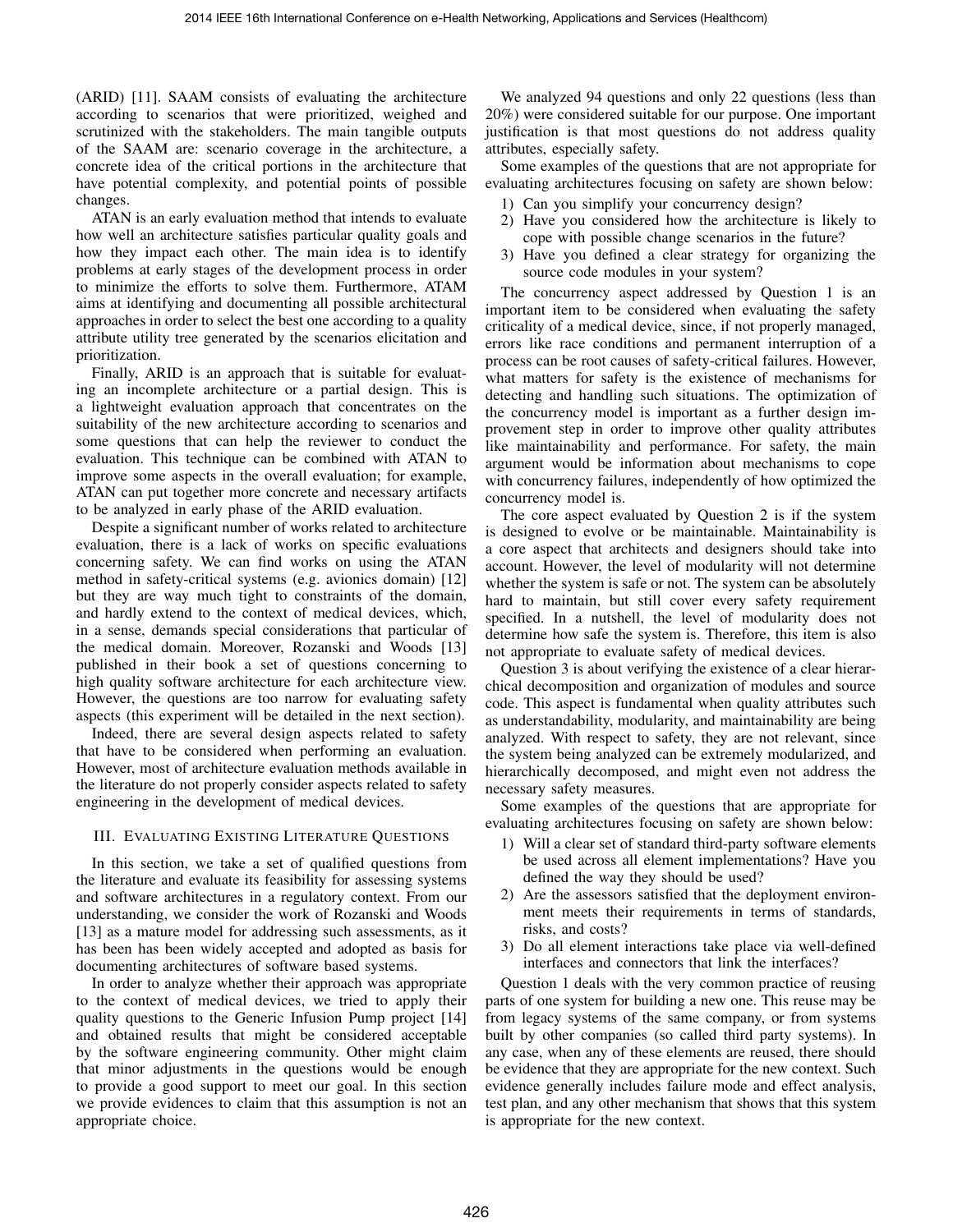(ARID) [11]. SAAM consists of evaluating the architecture according to scenarios that were prioritized, weighed and scrutinized with the stakeholders. The main tangible outputs of the SAAM are: scenario coverage in the architecture, a concrete idea of the critical portions in the architecture that have potential complexity, and potential points of possible changes.

ATAN is an early evaluation method that intends to evaluate how well an architecture satisfies particular quality goals and how they impact each other. The main idea is to identify problems at early stages of the development process in order to minimize the efforts to solve them. Furthermore, ATAM aims at identifying and documenting all possible architectural approaches in order to select the best one according to a quality attribute utility tree generated by the scenarios elicitation and prioritization.

Finally, ARID is an approach that is suitable for evaluating an incomplete architecture or a partial design. This is a lightweight evaluation approach that concentrates on the suitability of the new architecture according to scenarios and some questions that can help the reviewer to conduct the evaluation. This technique can be combined with ATAN to improve some aspects in the overall evaluation; for example, ATAN can put together more concrete and necessary artifacts to be analyzed in early phase of the ARID evaluation.

Despite a significant number of works related to architecture evaluation, there is a lack of works on specific evaluations concerning safety. We can find works on using the ATAN method in safety-critical systems (e.g. avionics domain) [12] but they are way much tight to constraints of the domain, and hardly extend to the context of medical devices, which, in a sense, demands special considerations that particular of the medical domain. Moreover, Rozanski and Woods [13] published in their book a set of questions concerning to high quality software architecture for each architecture view. However, the questions are too narrow for evaluating safety aspects (this experiment will be detailed in the next section).

Indeed, there are several design aspects related to safety that have to be considered when performing an evaluation. However, most of architecture evaluation methods available in the literature do not properly consider aspects related to safety engineering in the development of medical devices.

## III. Evaluating Existing Literature Questions

In this section, we take a set of qualified questions from the literature and evaluate its feasibility for assessing systems and software architectures in a regulatory context. From our understanding, we consider the work of Rozanski and Woods [13] as a mature model for addressing such assessments, as it has been has been widely accepted and adopted as basis for documenting architectures of software based systems.

In order to analyze whether their approach was appropriate to the context of medical devices, we tried to apply their quality questions to the Generic Infusion Pump project [14] and obtained results that might be considered acceptable by the software engineering community. Other might claim that minor adjustments in the questions would be enough to provide a good support to meet our goal. In this section we provide evidences to claim that this assumption is not an appropriate choice.

We analyzed 94 questions and only 22 questions (less than 20%) were considered suitable for our purpose. One important justification is that most questions do not address quality attributes, especially safety.

Some examples of the questions that are not appropriate for evaluating architectures focusing on safety are shown below:

1) Can you simplify your concurrency design?
2) Have you considered how the architecture is likely to cope with possible change scenarios in the future?
3) Have you defined a clear strategy for organizing the source code modules in your system?

The concurrency aspect addressed by Question 1 is an important item to be considered when evaluating the safety criticality of a medical device, since, if not properly managed, errors like race conditions and permanent interruption of a process can be root causes of safety-critical failures. However, what matters for safety is the existence of mechanisms for detecting and handling such situations. The optimization of the concurrency model is important as a further design improvement step in order to improve other quality attributes like maintainability and performance. For safety, the main argument would be information about mechanisms to cope with concurrency failures, independently of how optimized the concurrency model is.

The core aspect evaluated by Question 2 is if the system is designed to evolve or be maintainable. Maintainability is a core aspect that architects and designers should take into account. However, the level of modularity will not determine whether the system is safe or not. The system can be absolutely hard to maintain, but still cover every safety requirement specified. In a nutshell, the level of modularity does not determine how safe the system is. Therefore, this item is also not appropriate to evaluate safety of medical devices.

Question 3 is about verifying the existence of a clear hierarchical decomposition and organization of modules and source code. This aspect is fundamental when quality attributes such as understandability, modularity, and maintainability are being analyzed. With respect to safety, they are not relevant, since the system being analyzed can be extremely modularized, and hierarchically decomposed, and might even not address the necessary safety measures.

Some examples of the questions that are appropriate for evaluating architectures focusing on safety are shown below:

1) Will a clear set of standard third-party software elements be used across all element implementations? Have you defined the way they should be used?
2) Are the assessors satisfied that the deployment environment meets their requirements in terms of standards, risks, and costs?
3) Do all element interactions take place via well-defined interfaces and connectors that link the interfaces?

Question 1 deals with the very common practice of reusing parts of one system for building a new one. This reuse may be from legacy systems of the same company, or from systems built by other companies (so called third party systems). In any case, when any of these elements are reused, there should be evidence that they are appropriate for the new context. Such evidence generally includes failure mode and effect analysis, test plan, and any other mechanism that shows that this system is appropriate for the new context.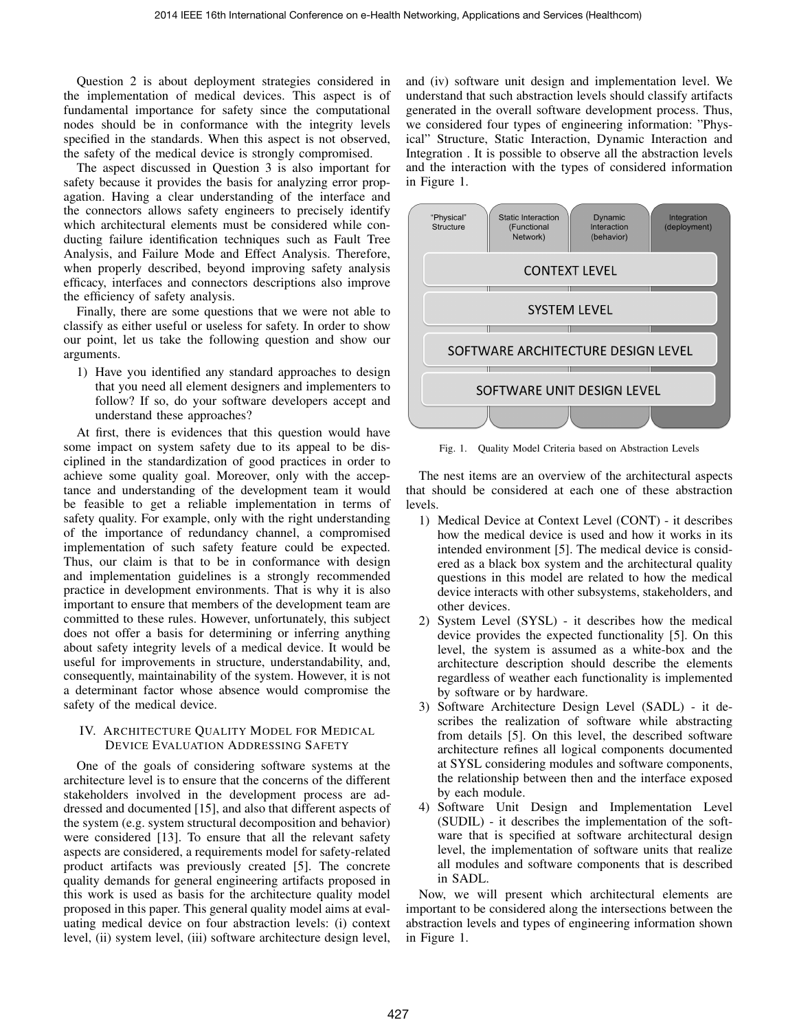Question 2 is about deployment strategies considered in the implementation of medical devices. This aspect is of fundamental importance for safety since the computational nodes should be in conformance with the integrity levels specified in the standards. When this aspect is not observed, the safety of the medical device is strongly compromised.

The aspect discussed in Question 3 is also important for safety because it provides the basis for analyzing error propagation. Having a clear understanding of the interface and the connectors allows safety engineers to precisely identify which architectural elements must be considered while conducting failure identification techniques such as Fault Tree Analysis, and Failure Mode and Effect Analysis. Therefore, when properly described, beyond improving safety analysis efficacy, interfaces and connectors descriptions also improve the efficiency of safety analysis.

Finally, there are some questions that we were not able to classify as either useful or useless for safety. In order to show our point, let us take the following question and show our arguments.

1) Have you identified any standard approaches to design that you need all element designers and implementers to follow? If so, do your software developers accept and understand these approaches?

At first, there is evidences that this question would have some impact on system safety due to its appeal to be disciplined in the standardization of good practices in order to achieve some quality goal. Moreover, only with the acceptance and understanding of the development team it would be feasible to get a reliable implementation in terms of safety quality. For example, only with the right understanding of the importance of redundancy channel, a compromised implementation of such safety feature could be expected. Thus, our claim is that to be in conformance with design and implementation guidelines is a strongly recommended practice in development environments. That is why it is also important to ensure that members of the development team are committed to these rules. However, unfortunately, this subject does not offer a basis for determining or inferring anything about safety integrity levels of a medical device. It would be useful for improvements in structure, understandability, and, consequently, maintainability of the system. However, it is not a determinant factor whose absence would compromise the safety of the medical device.

## IV. Architecture Quality Model for Medical Device Evaluation Addressing Safety

One of the goals of considering software systems at the architecture level is to ensure that the concerns of the different stakeholders involved in the development process are addressed and documented [15], and also that different aspects of the system (e.g. system structural decomposition and behavior) were considered [13]. To ensure that all the relevant safety aspects are considered, a requirements model for safety-related product artifacts was previously created [5]. The concrete quality demands for general engineering artifacts proposed in this work is used as basis for the architecture quality model proposed in this paper. This general quality model aims at evaluating medical device on four abstraction levels: (i) context level, (ii) system level, (iii) software architecture design level, and (iv) software unit design and implementation level. We understand that such abstraction levels should classify artifacts generated in the overall software development process. Thus, we considered four types of engineering information: "Physical" Structure, Static Interaction, Dynamic Interaction and Integration . It is possible to observe all the abstraction levels and the interaction with the types of considered information in Figure 1.

| "Physical" Structure | Static Interaction (Functional Network) | Dynamic Interaction (behavior) | Integration (deployment) |
|---|---|---|---|
| CONTEXT LEVEL | | | |
| SYSTEM LEVEL | | | |
| SOFTWARE ARCHITECTURE DESIGN LEVEL | | | |
| SOFTWARE UNIT DESIGN LEVEL | | | |

Fig. 1. Quality Model Criteria based on Abstraction Levels

The nest items are an overview of the architectural aspects that should be considered at each one of these abstraction levels.

1) Medical Device at Context Level (CONT) - it describes how the medical device is used and how it works in its intended environment [5]. The medical device is considered as a black box system and the architectural quality questions in this model are related to how the medical device interacts with other subsystems, stakeholders, and other devices.
2) System Level (SYSL) - it describes how the medical device provides the expected functionality [5]. On this level, the system is assumed as a white-box and the architecture description should describe the elements regardless of weather each functionality is implemented by software or by hardware.
3) Software Architecture Design Level (SADL) - it describes the realization of software while abstracting from details [5]. On this level, the described software architecture refines all logical components documented at SYSL considering modules and software components, the relationship between then and the interface exposed by each module.
4) Software Unit Design and Implementation Level (SUDIL) - it describes the implementation of the software that is specified at software architectural design level, the implementation of software units that realize all modules and software components that is described in SADL.

Now, we will present which architectural elements are important to be considered along the intersections between the abstraction levels and types of engineering information shown in Figure 1.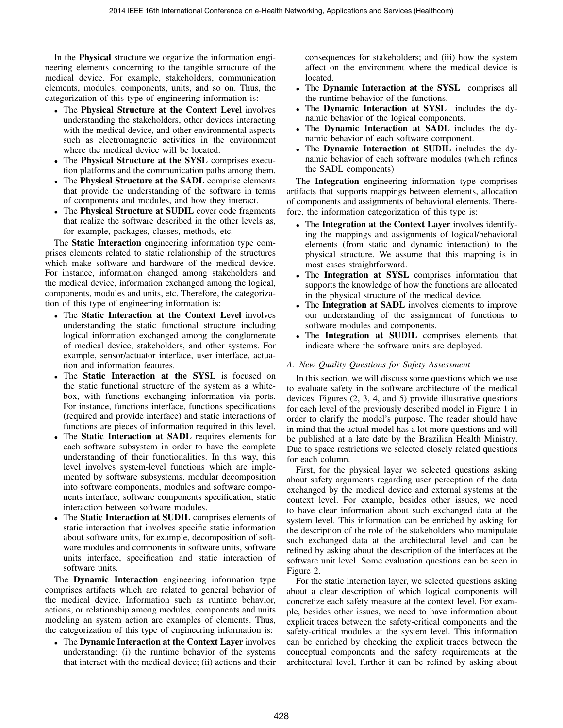In the **Physical** structure we organize the information engineering elements concerning to the tangible structure of the medical device. For example, stakeholders, communication elements, modules, components, units, and so on. Thus, the categorization of this type of engineering information is:

- The **Physical Structure at the Context Level** involves understanding the stakeholders, other devices interacting with the medical device, and other environmental aspects such as electromagnetic activities in the environment where the medical device will be located.
- The **Physical Structure at the SYSL** comprises execution platforms and the communication paths among them.
- The **Physical Structure at the SADL** comprise elements that provide the understanding of the software in terms of components and modules, and how they interact.
- The **Physical Structure at SUDIL** cover code fragments that realize the software described in the other levels as, for example, packages, classes, methods, etc.

The **Static Interaction** engineering information type comprises elements related to static relationship of the structures which make software and hardware of the medical device. For instance, information changed among stakeholders and the medical device, information exchanged among the logical, components, modules and units, etc. Therefore, the categorization of this type of engineering information is:

- The **Static Interaction at the Context Level** involves understanding the static functional structure including logical information exchanged among the conglomerate of medical device, stakeholders, and other systems. For example, sensor/actuator interface, user interface, actuation and information features.
- The **Static Interaction at the SYSL** is focused on the static functional structure of the system as a white-box, with functions exchanging information via ports. For instance, functions interface, functions specifications (required and provide interface) and static interactions of functions are pieces of information required in this level.
- The **Static Interaction at SADL** requires elements for each software subsystem in order to have the complete understanding of their functionalities. In this way, this level involves system-level functions which are implemented by software subsystems, modular decomposition into software components, modules and software components interface, software components specification, static interaction between software modules.
- The **Static Interaction at SUDIL** comprises elements of static interaction that involves specific static information about software units, for example, decomposition of software modules and components in software units, software units interface, specification and static interaction of software units.

The **Dynamic Interaction** engineering information type comprises artifacts which are related to general behavior of the medical device. Information such as runtime behavior, actions, or relationship among modules, components and units modeling an system action are examples of elements. Thus, the categorization of this type of engineering information is:

- The **Dynamic Interaction at the Context Layer** involves understanding: (i) the runtime behavior of the systems that interact with the medical device; (ii) actions and their consequences for stakeholders; and (iii) how the system affect on the environment where the medical device is located.
- The **Dynamic Interaction at the SYSL** comprises all the runtime behavior of the functions.
- The **Dynamic Interaction at SYSL** includes the dynamic behavior of the logical components.
- The **Dynamic Interaction at SADL** includes the dynamic behavior of each software component.
- The **Dynamic Interaction at SUDIL** includes the dynamic behavior of each software modules (which refines the SADL components)

The **Integration** engineering information type comprises artifacts that supports mappings between elements, allocation of components and assignments of behavioral elements. Therefore, the information categorization of this type is:

- The **Integration at the Context Layer** involves identifying the mappings and assignments of logical/behavioral elements (from static and dynamic interaction) to the physical structure. We assume that this mapping is in most cases straightforward.
- The **Integration at SYSL** comprises information that supports the knowledge of how the functions are allocated in the physical structure of the medical device.
- The **Integration at SADL** involves elements to improve our understanding of the assignment of functions to software modules and components.
- The **Integration at SUDIL** comprises elements that indicate where the software units are deployed.

### *A. New Quality Questions for Safety Assessment*

In this section, we will discuss some questions which we use to evaluate safety in the software architecture of the medical devices. Figures (2, 3, 4, and 5) provide illustrative questions for each level of the previously described model in Figure 1 in order to clarify the model's purpose. The reader should have in mind that the actual model has a lot more questions and will be published at a late date by the Brazilian Health Ministry. Due to space restrictions we selected closely related questions for each column.

First, for the physical layer we selected questions asking about safety arguments regarding user perception of the data exchanged by the medical device and external systems at the context level. For example, besides other issues, we need to have clear information about such exchanged data at the system level. This information can be enriched by asking for the description of the role of the stakeholders who manipulate such exchanged data at the architectural level and can be refined by asking about the description of the interfaces at the software unit level. Some evaluation questions can be seen in Figure 2.

For the static interaction layer, we selected questions asking about a clear description of which logical components will concretize each safety measure at the context level. For example, besides other issues, we need to have information about explicit traces between the safety-critical components and the safety-critical modules at the system level. This information can be enriched by checking the explicit traces between the conceptual components and the safety requirements at the architectural level, further it can be refined by asking about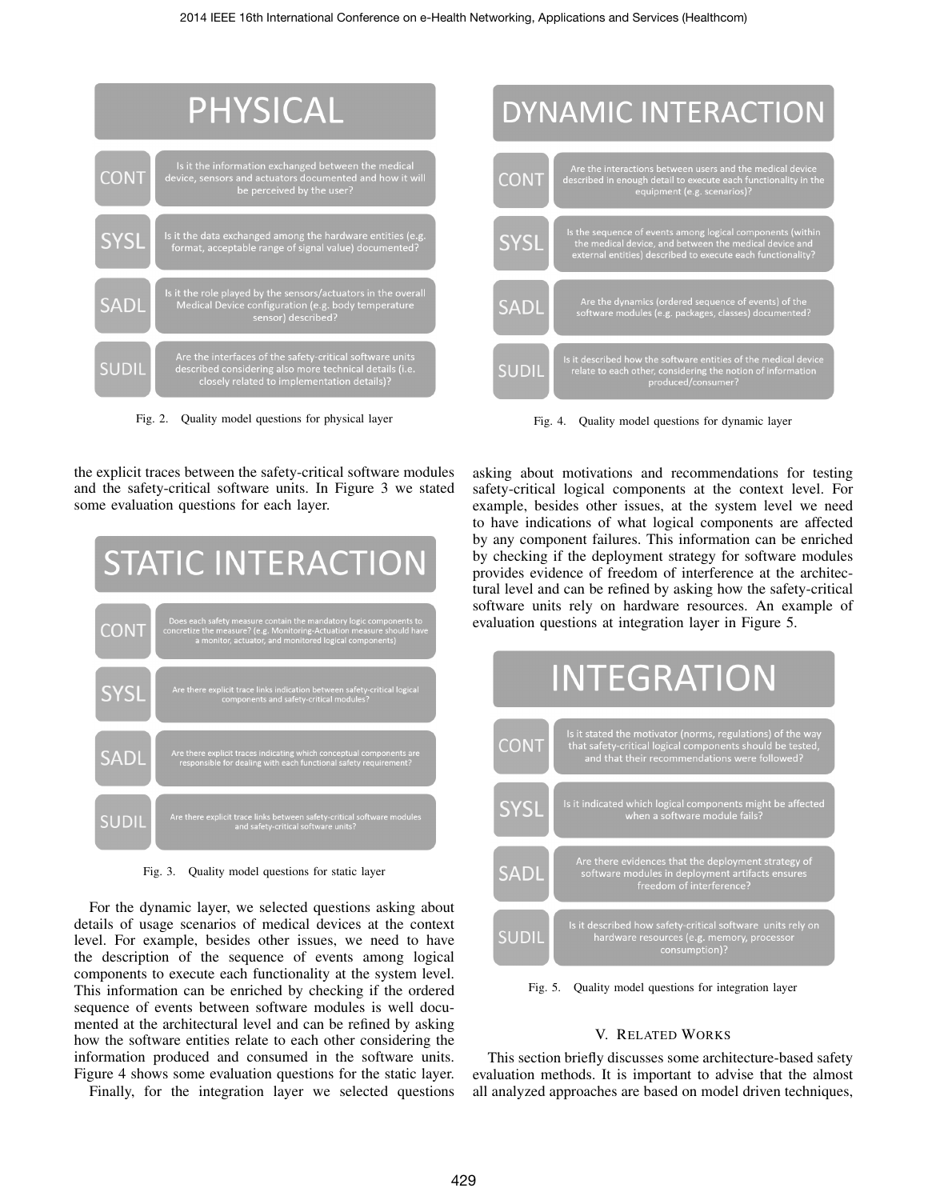# PHYSICAL

| | |
|---|---|
| CONT | Is it the information exchanged between the medical device, sensors and actuators documented and how it will be perceived by the user? |
| SYSL | Is it the data exchanged among the hardware entities (e.g. format, acceptable range of signal value) documented? |
| SADL | Is it the role played by the sensors/actuators in the overall Medical Device configuration (e.g. body temperature sensor) described? |
| SUDIL | Are the interfaces of the safety-critical software units described considering also more technical details (i.e. closely related to implementation details)? |

Fig. 2. Quality model questions for physical layer

the explicit traces between the safety-critical software modules and the safety-critical software units. In Figure 3 we stated some evaluation questions for each layer.

# STATIC INTERACTION

| | |
|---|---|
| CONT | Does each safety measure contain the mandatory logic components to concretize the measure? (e.g. Monitoring-Actuation measure should have a monitor, actuator, and monitored logical components) |
| SYSL | Are there explicit trace links indication between safety-critical logical components and safety-critical modules? |
| SADL | Are there explicit traces indicating which conceptual components are responsible for dealing with each functional safety requirement? |
| SUDIL | Are there explicit trace links between safety-critical software modules and safety-critical software units? |

Fig. 3. Quality model questions for static layer

For the dynamic layer, we selected questions asking about details of usage scenarios of medical devices at the context level. For example, besides other issues, we need to have the description of the sequence of events among logical components to execute each functionality at the system level. This information can be enriched by checking if the ordered sequence of events between software modules is well documented at the architectural level and can be refined by asking how the software entities relate to each other considering the information produced and consumed in the software units. Figure 4 shows some evaluation questions for the static layer.

Finally, for the integration layer we selected questions asking about motivations and recommendations for testing safety-critical logical components at the context level. For example, besides other issues, at the system level we need to have indications of what logical components are affected by any component failures. This information can be enriched by checking if the deployment strategy for software modules provides evidence of freedom of interference at the architectural level and can be refined by asking how the safety-critical software units rely on hardware resources. An example of evaluation questions at integration layer in Figure 5.

# DYNAMIC INTERACTION

| | |
|---|---|
| CONT | Are the interactions between users and the medical device described in enough detail to execute each functionality in the equipment (e.g. scenarios)? |
| SYSL | Is the sequence of events among logical components (within the medical device, and between the medical device and external entities) described to execute each functionality? |
| SADL | Are the dynamics (ordered sequence of events) of the software modules (e.g. packages, classes) documented? |
| SUDIL | Is it described how the software entities of the medical device relate to each other, considering the notion of information produced/consumer? |

Fig. 4. Quality model questions for dynamic layer

# INTEGRATION

| | |
|---|---|
| CONT | Is it stated the motivator (norms, regulations) of the way that safety-critical logical components should be tested, and that their recommendations were followed? |
| SYSL | Is it indicated which logical components might be affected when a software module fails? |
| SADL | Are there evidences that the deployment strategy of software modules in deployment artifacts ensures freedom of interference? |
| SUDIL | Is it described how safety-critical software units rely on hardware resources (e.g. memory, processor consumption)? |

Fig. 5. Quality model questions for integration layer

## V. Related Works

This section briefly discusses some architecture-based safety evaluation methods. It is important to advise that the almost all analyzed approaches are based on model driven techniques,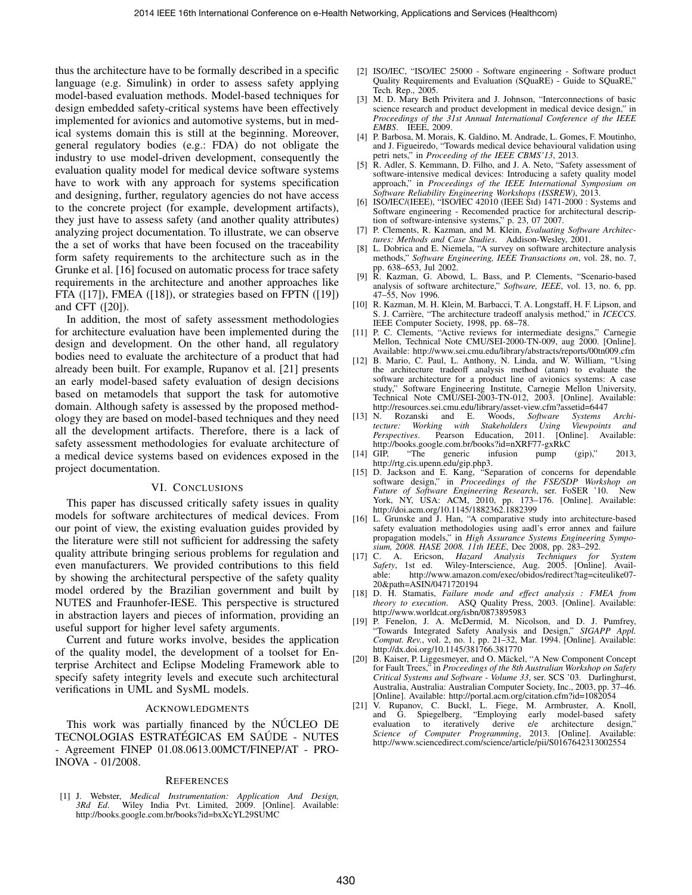thus the architecture have to be formally described in a specific language (e.g. Simulink) in order to assess safety applying model-based evaluation methods. Model-based techniques for design embedded safety-critical systems have been effectively implemented for avionics and automotive systems, but in medical systems domain this is still at the beginning. Moreover, general regulatory bodies (e.g.: FDA) do not obligate the industry to use model-driven development, consequently the evaluation quality model for medical device software systems have to work with any approach for systems specification and designing, further, regulatory agencies do not have access to the concrete project (for example, development artifacts), they just have to assess safety (and another quality attributes) analyzing project documentation. To illustrate, we can observe the a set of works that have been focused on the traceability form safety requirements to the architecture such as in the Grunke et al. [16] focused on automatic process for trace safety requirements in the architecture and another approaches like FTA ([17]), FMEA ([18]), or strategies based on FPTN ([19]) and CFT ([20]).

In addition, the most of safety assessment methodologies for architecture evaluation have been implemented during the design and development. On the other hand, all regulatory bodies need to evaluate the architecture of a product that had already been built. For example, Rupanov et al. [21] presents an early model-based safety evaluation of design decisions based on metamodels that support the task for automotive domain. Although safety is assessed by the proposed methodology they are based on model-based techniques and they need all the development artifacts. Therefore, there is a lack of safety assessment methodologies for evaluate architecture of a medical device systems based on evidences exposed in the project documentation.

## VI. Conclusions

This paper has discussed critically safety issues in quality models for software architectures of medical devices. From our point of view, the existing evaluation guides provided by the literature were still not sufficient for addressing the safety quality attribute bringing serious problems for regulation and even manufacturers. We provided contributions to this field by showing the architectural perspective of the safety quality model ordered by the Brazilian government and built by NUTES and Fraunhofer-IESE. This perspective is structured in abstraction layers and pieces of information, providing an useful support for higher level safety arguments.

Current and future works involve, besides the application of the quality model, the development of a toolset for Enterprise Architect and Eclipse Modeling Framework able to specify safety integrity levels and execute such architectural verifications in UML and SysML models.

## Acknowledgments

This work was partially financed by the NÚCLEO DE TECNOLOGIAS ESTRATÉGICAS EM SAÚDE - NUTES - Agreement FINEP 01.08.0613.00MCT/FINEP/AT - PRO-INOVA - 01/2008.

## References

[1] J. Webster, *Medical Instrumentation: Application And Design, 3Rd Ed*. Wiley India Pvt. Limited, 2009. [Online]. Available: http://books.google.com.br/books?id=bxXcYL29SUMC

[2] ISO/IEC, "ISO/IEC 25000 - Software engineering - Software product Quality Requirements and Evaluation (SQuaRE) - Guide to SQuaRE," Tech. Rep., 2005.

[3] M. D. Mary Beth Privitera and J. Johnson, "Interconnections of basic science research and product development in medical device design," in *Proceedings of the 31st Annual International Conference of the IEEE EMBS*. IEEE, 2009.

[4] P. Barbosa, M. Morais, K. Galdino, M. Andrade, L. Gomes, F. Moutinho, and J. Figueiredo, "Towards medical device behavioural validation using petri nets," in *Proceeding of the IEEE CBMS'13*, 2013.

[5] R. Adler, S. Kemmann, D. Filho, and J. A. Neto, "Safety assessment of software-intensive medical devices: Introducing a safety quality model approach," in *Proceedings of the IEEE International Symposium on Software Reliability Engineering Workshops (ISSREW)*, 2013.

[6] ISO/IEC/(IEEE), "ISO/IEC 42010 (IEEE Std) 1471-2000 : Systems and Software engineering - Recomended practice for architectural description of software-intensive systems," p. 23, 07 2007.

[7] P. Clements, R. Kazman, and M. Klein, *Evaluating Software Architectures: Methods and Case Studies*. Addison-Wesley, 2001.

[8] L. Dobrica and E. Niemela, "A survey on software architecture analysis methods," *Software Engineering, IEEE Transactions on*, vol. 28, no. 7, pp. 638–653, Jul 2002.

[9] R. Kazman, G. Abowd, L. Bass, and P. Clements, "Scenario-based analysis of software architecture," *Software, IEEE*, vol. 13, no. 6, pp. 47–55, Nov 1996.

[10] R. Kazman, M. H. Klein, M. Barbacci, T. A. Longstaff, H. F. Lipson, and S. J. Carrière, "The architecture tradeoff analysis method," in *ICECCS*. IEEE Computer Society, 1998, pp. 68–78.

[11] P. C. Clements, "Active reviews for intermediate designs," Carnegie Mellon, Technical Note CMU/SEI-2000-TN-009, aug 2000. [Online]. Available: http://www.sei.cmu.edu/library/abstracts/reports/00tn009.cfm

[12] B. Mario, C. Paul, L. Anthony, N. Linda, and W. William, "Using the architecture tradeoff analysis method (atam) to evaluate the software architecture for a product line of avionics systems: A case study," Software Engineering Institute, Carnegie Mellon University, Technical Note CMU/SEI-2003-TN-012, 2003. [Online]. Available: http://resources.sei.cmu.edu/library/asset-view.cfm?assetid=6447

[13] N. Rozanski and E. Woods, *Software Systems Architecture: Working with Stakeholders Using Viewpoints and Perspectives*. Pearson Education, 2011. [Online]. Available: http://books.google.com.br/books?id=nXRF77-gxRkC

[14] GIP, "The generic infusion pump (gip)," 2013, http://rtg.cis.upenn.edu/gip.php3.

[15] D. Jackson and E. Kang, "Separation of concerns for dependable software design," in *Proceedings of the FSE/SDP Workshop on Future of Software Engineering Research*, ser. FoSER '10. New York, NY, USA: ACM, 2010, pp. 173–176. [Online]. Available: http://doi.acm.org/10.1145/1882362.1882399

[16] L. Grunske and J. Han, "A comparative study into architecture-based safety evaluation methodologies using aadl's error annex and failure propagation models," in *High Assurance Systems Engineering Symposium, 2008. HASE 2008. 11th IEEE*, Dec 2008, pp. 283–292.

[17] C. A. Ericson, *Hazard Analysis Techniques for System Safety*, 1st ed. Wiley-Interscience, Aug. 2005. [Online]. Available: http://www.amazon.com/exec/obidos/redirect?tag=citeulike07-20&path=ASIN/0471720194

[18] D. H. Stamatis, *Failure mode and effect analysis : FMEA from theory to execution*. ASQ Quality Press, 2003. [Online]. Available: http://www.worldcat.org/isbn/0873895983

[19] P. Fenelon, J. A. McDermid, M. Nicolson, and D. J. Pumfrey, "Towards Integrated Safety Analysis and Design," *SIGAPP Appl. Comput. Rev.*, vol. 2, no. 1, pp. 21–32, Mar. 1994. [Online]. Available: http://dx.doi.org/10.1145/381766.381770

[20] B. Kaiser, P. Liggesmeyer, and O. Mäckel, "A New Component Concept for Fault Trees," in *Proceedings of the 8th Australian Workshop on Safety Critical Systems and Software - Volume 33*, ser. SCS '03. Darlinghurst, Australia, Australia: Australian Computer Society, Inc., 2003, pp. 37–46. [Online]. Available: http://portal.acm.org/citation.cfm?id=1082054

[21] V. Rupanov, C. Buckl, L. Fiege, M. Armbruster, A. Knoll, and G. Spiegelberg, "Employing early model-based safety evaluation to iteratively derive e/e architecture design," *Science of Computer Programming*, 2013. [Online]. Available: http://www.sciencedirect.com/science/article/pii/S0167642313002554